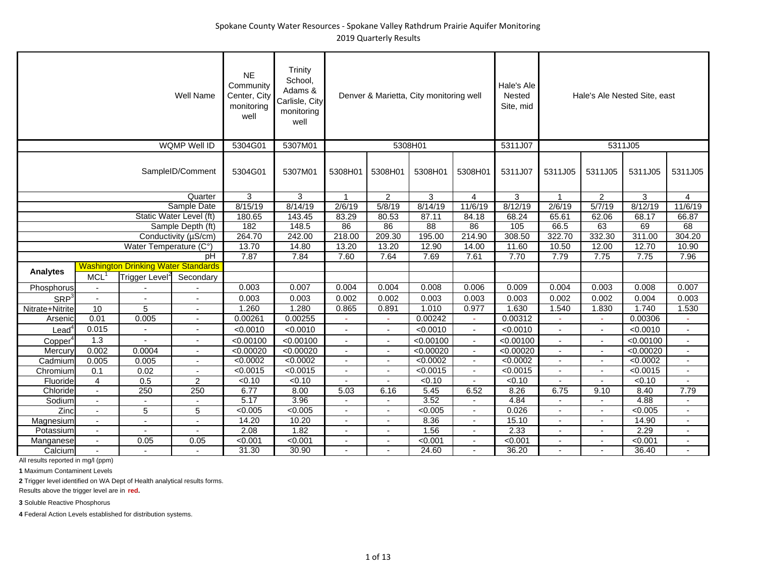# Spokane County Water Resources - Spokane Valley Rathdrum Prairie Aquifer Monitoring

## 2019 Quarterly Results

| | | | Well Name | NE Community Center, City monitoring well | Trinity School, Adams & Carlisle, City monitoring well | Denver & Marietta, City monitoring well | | | | Hale's Ale Nested Site, mid | Hale's Ale Nested Site, east | | | |
|---|---|---|---|---|---|---|---|---|---|---|---|---|---|---|
| | | | WQMP Well ID | 5304G01 | 5307M01 | 5308H01 | | | | 5311J07 | 5311J05 | | | |
| | | | SampleID/Comment | 5304G01 | 5307M01 | 5308H01 | 5308H01 | 5308H01 | 5308H01 | 5311J07 | 5311J05 | 5311J05 | 5311J05 | 5311J05 |
| | | | Quarter | 3 | 3 | 1 | 2 | 3 | 4 | 3 | 1 | 2 | 3 | 4 |
| | | | Sample Date | 8/15/19 | 8/14/19 | 2/6/19 | 5/8/19 | 8/14/19 | 11/6/19 | 8/12/19 | 2/6/19 | 5/7/19 | 8/12/19 | 11/6/19 |
| | | | Static Water Level (ft) | 180.65 | 143.45 | 83.29 | 80.53 | 87.11 | 84.18 | 68.24 | 65.61 | 62.06 | 68.17 | 66.87 |
| | | | Sample Depth (ft) | 182 | 148.5 | 86 | 86 | 88 | 86 | 105 | 66.5 | 63 | 69 | 68 |
| | | | Conductivity (µS/cm) | 264.70 | 242.00 | 218.00 | 209.30 | 195.00 | 214.90 | 308.50 | 322.70 | 332.30 | 311.00 | 304.20 |
| | | | Water Temperature (C°) | 13.70 | 14.80 | 13.20 | 13.20 | 12.90 | 14.00 | 11.60 | 10.50 | 12.00 | 12.70 | 10.90 |
| | | | pH | 7.87 | 7.84 | 7.60 | 7.64 | 7.69 | 7.61 | 7.70 | 7.79 | 7.75 | 7.75 | 7.96 |
| Analytes | Washington Drinking Water Standards | | | | | | | | | | | | | |
| | MCL[1] | Trigger Level[2] | Secondary | | | | | | | | | | | |
| Phosphorus | - | - | - | 0.003 | 0.007 | 0.004 | 0.004 | 0.008 | 0.006 | 0.009 | 0.004 | 0.003 | 0.008 | 0.007 |
| SRP[3] | - | - | - | 0.003 | 0.003 | 0.002 | 0.002 | 0.003 | 0.003 | 0.003 | 0.002 | 0.002 | 0.004 | 0.003 |
| Nitrate+Nitrite | 10 | 5 | - | 1.260 | 1.280 | 0.865 | 0.891 | 1.010 | 0.977 | 1.630 | 1.540 | 1.830 | 1.740 | 1.530 |
| Arsenic | 0.01 | 0.005 | - | 0.00261 | 0.00255 | - | - | 0.00242 | - | 0.00312 | - | - | 0.00306 | - |
| Lead[4] | 0.015 | - | - | <0.0010 | <0.0010 | - | - | <0.0010 | - | <0.0010 | - | - | <0.0010 | - |
| Copper[4] | 1.3 | - | - | <0.00100 | <0.00100 | - | - | <0.00100 | - | <0.00100 | - | - | <0.00100 | - |
| Mercury | 0.002 | 0.0004 | - | <0.00020 | <0.00020 | - | - | <0.00020 | - | <0.00020 | - | - | <0.00020 | - |
| Cadmium | 0.005 | 0.005 | - | <0.0002 | <0.0002 | - | - | <0.0002 | - | <0.0002 | - | - | <0.0002 | - |
| Chromium | 0.1 | 0.02 | - | <0.0015 | <0.0015 | - | - | <0.0015 | - | <0.0015 | - | - | <0.0015 | - |
| Fluoride | 4 | 0.5 | 2 | <0.10 | <0.10 | - | - | <0.10 | - | <0.10 | - | - | <0.10 | - |
| Chloride | - | 250 | 250 | 6.77 | 8.00 | 5.03 | 6.16 | 5.45 | 6.52 | 8.26 | 6.75 | 9.10 | 8.40 | 7.79 |
| Sodium | - | - | - | 5.17 | 3.96 | - | - | 3.52 | - | 4.84 | - | - | 4.88 | - |
| Zinc | - | 5 | 5 | <0.005 | <0.005 | - | - | <0.005 | - | 0.026 | - | - | <0.005 | - |
| Magnesium | - | - | - | 14.20 | 10.20 | - | - | 8.36 | - | 15.10 | - | - | 14.90 | - |
| Potassium | - | - | - | 2.08 | 1.82 | - | - | 1.56 | - | 2.33 | - | - | 2.29 | - |
| Manganese | - | 0.05 | 0.05 | <0.001 | <0.001 | - | - | <0.001 | - | <0.001 | - | - | <0.001 | - |
| Calcium | - | - | - | 31.30 | 30.90 | - | - | 24.60 | - | 36.20 | - | - | 36.40 | - |

All results reported in mg/l (ppm)

**1** Maximum Contaminant Levels

**2** Trigger level identified on WA Dept of Health analytical results forms.

Results above the trigger level are in **red.**

**3** Soluble Reactive Phosphorus

**4** Federal Action Levels established for distribution systems.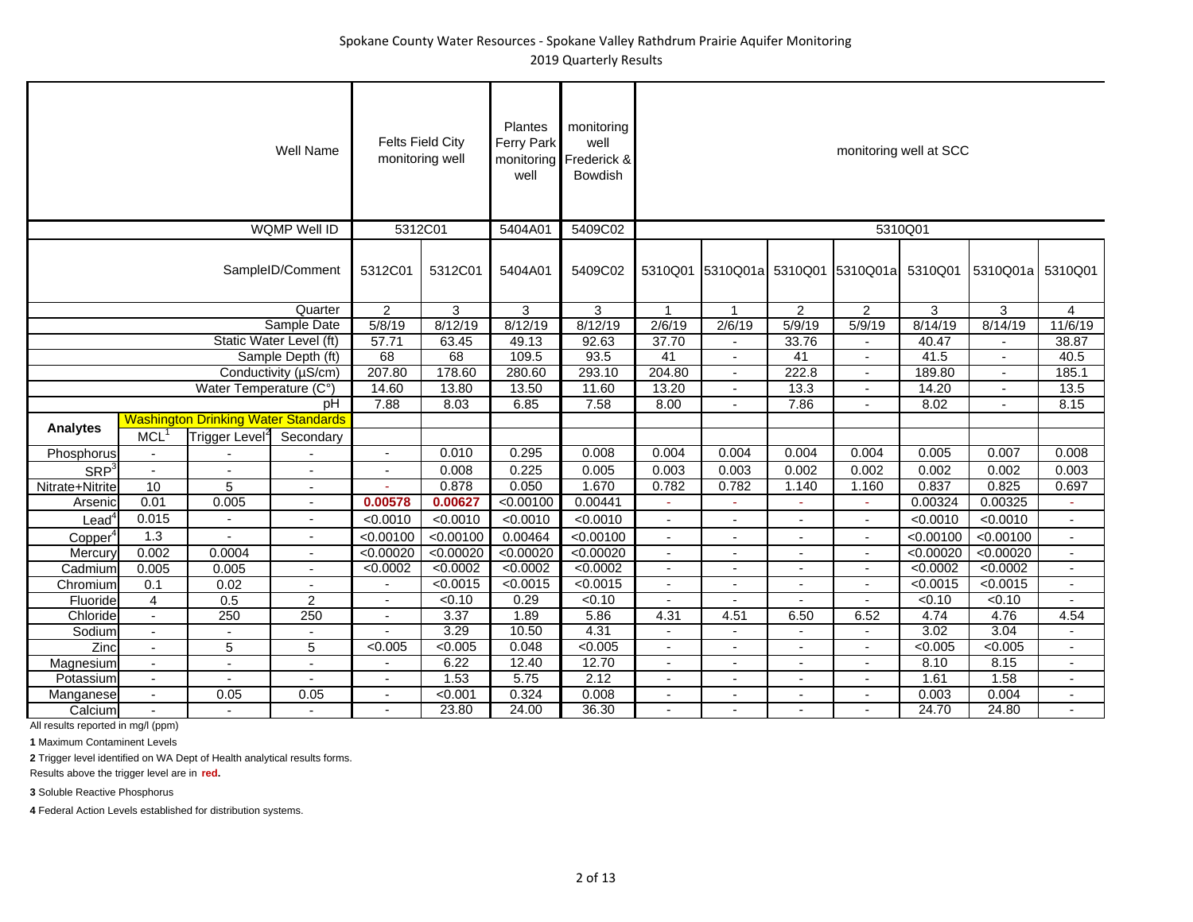Spokane County Water Resources - Spokane Valley Rathdrum Prairie Aquifer Monitoring

2019 Quarterly Results

| | | | Well Name | Felts Field City monitoring well | | Plantes Ferry Park monitoring well | monitoring well Frederick & Bowdish | monitoring well at SCC | | | | | | |
|---|---|---|---|---|---|---|---|---|---|---|---|---|---|---|
| | | | WQMP Well ID | 5312C01 | | 5404A01 | 5409C02 | 5310Q01 | | | | | | |
| | | | SampleID/Comment | 5312C01 | 5312C01 | 5404A01 | 5409C02 | 5310Q01 | 5310Q01a | 5310Q01 | 5310Q01a | 5310Q01 | 5310Q01a | 5310Q01 |
| | | | Quarter | 2 | 3 | 3 | 3 | 1 | 1 | 2 | 2 | 3 | 3 | 4 |
| | | | Sample Date | 5/8/19 | 8/12/19 | 8/12/19 | 8/12/19 | 2/6/19 | 2/6/19 | 5/9/19 | 5/9/19 | 8/14/19 | 8/14/19 | 11/6/19 |
| | | | Static Water Level (ft) | 57.71 | 63.45 | 49.13 | 92.63 | 37.70 | - | 33.76 | - | 40.47 | - | 38.87 |
| | | | Sample Depth (ft) | 68 | 68 | 109.5 | 93.5 | 41 | - | 41 | - | 41.5 | - | 40.5 |
| | | | Conductivity (µS/cm) | 207.80 | 178.60 | 280.60 | 293.10 | 204.80 | - | 222.8 | - | 189.80 | - | 185.1 |
| | | | Water Temperature (C°) | 14.60 | 13.80 | 13.50 | 11.60 | 13.20 | - | 13.3 | - | 14.20 | - | 13.5 |
| | | | pH | 7.88 | 8.03 | 6.85 | 7.58 | 8.00 | - | 7.86 | - | 8.02 | - | 8.15 |
| Analytes | Washington Drinking Water Standards | | | | | | | | | | | | | |
| | MCL[1] | Trigger Level[2] | Secondary | | | | | | | | | | | |
| Phosphorus | - | - | - | - | 0.010 | 0.295 | 0.008 | 0.004 | 0.004 | 0.004 | 0.004 | 0.005 | 0.007 | 0.008 |
| SRP[3] | - | - | - | - | 0.008 | 0.225 | 0.005 | 0.003 | 0.003 | 0.002 | 0.002 | 0.002 | 0.002 | 0.003 |
| Nitrate+Nitrite | 10 | 5 | - | - | 0.878 | 0.050 | 1.670 | 0.782 | 0.782 | 1.140 | 1.160 | 0.837 | 0.825 | 0.697 |
| Arsenic | 0.01 | 0.005 | - | **0.00578** | **0.00627** | <0.00100 | 0.00441 | - | - | - | - | 0.00324 | 0.00325 | - |
| Lead[4] | 0.015 | - | - | <0.0010 | <0.0010 | <0.0010 | <0.0010 | - | - | - | - | <0.0010 | <0.0010 | - |
| Copper[4] | 1.3 | - | - | <0.00100 | <0.00100 | 0.00464 | <0.00100 | - | - | - | - | <0.00100 | <0.00100 | - |
| Mercury | 0.002 | 0.0004 | - | <0.00020 | <0.00020 | <0.00020 | <0.00020 | - | - | - | - | <0.00020 | <0.00020 | - |
| Cadmium | 0.005 | 0.005 | - | <0.0002 | <0.0002 | <0.0002 | <0.0002 | - | - | - | - | <0.0002 | <0.0002 | - |
| Chromium | 0.1 | 0.02 | - | - | <0.0015 | <0.0015 | <0.0015 | - | - | - | - | <0.0015 | <0.0015 | - |
| Fluoride | 4 | 0.5 | 2 | - | <0.10 | 0.29 | <0.10 | - | - | - | - | <0.10 | <0.10 | - |
| Chloride | - | 250 | 250 | - | 3.37 | 1.89 | 5.86 | 4.31 | 4.51 | 6.50 | 6.52 | 4.74 | 4.76 | 4.54 |
| Sodium | - | - | - | - | 3.29 | 10.50 | 4.31 | - | - | - | - | 3.02 | 3.04 | - |
| Zinc | - | 5 | 5 | <0.005 | <0.005 | 0.048 | <0.005 | - | - | - | - | <0.005 | <0.005 | - |
| Magnesium | - | - | - | - | 6.22 | 12.40 | 12.70 | - | - | - | - | 8.10 | 8.15 | - |
| Potassium | - | - | - | - | 1.53 | 5.75 | 2.12 | - | - | - | - | 1.61 | 1.58 | - |
| Manganese | - | 0.05 | 0.05 | - | <0.001 | 0.324 | 0.008 | - | - | - | - | 0.003 | 0.004 | - |
| Calcium | - | - | - | - | 23.80 | 24.00 | 36.30 | - | - | - | - | 24.70 | 24.80 | - |

All results reported in mg/l (ppm)

**1** Maximum Contaminent Levels

**2** Trigger level identified on WA Dept of Health analytical results forms.

Results above the trigger level are in **red.**

**3** Soluble Reactive Phosphorus

**4** Federal Action Levels established for distribution systems.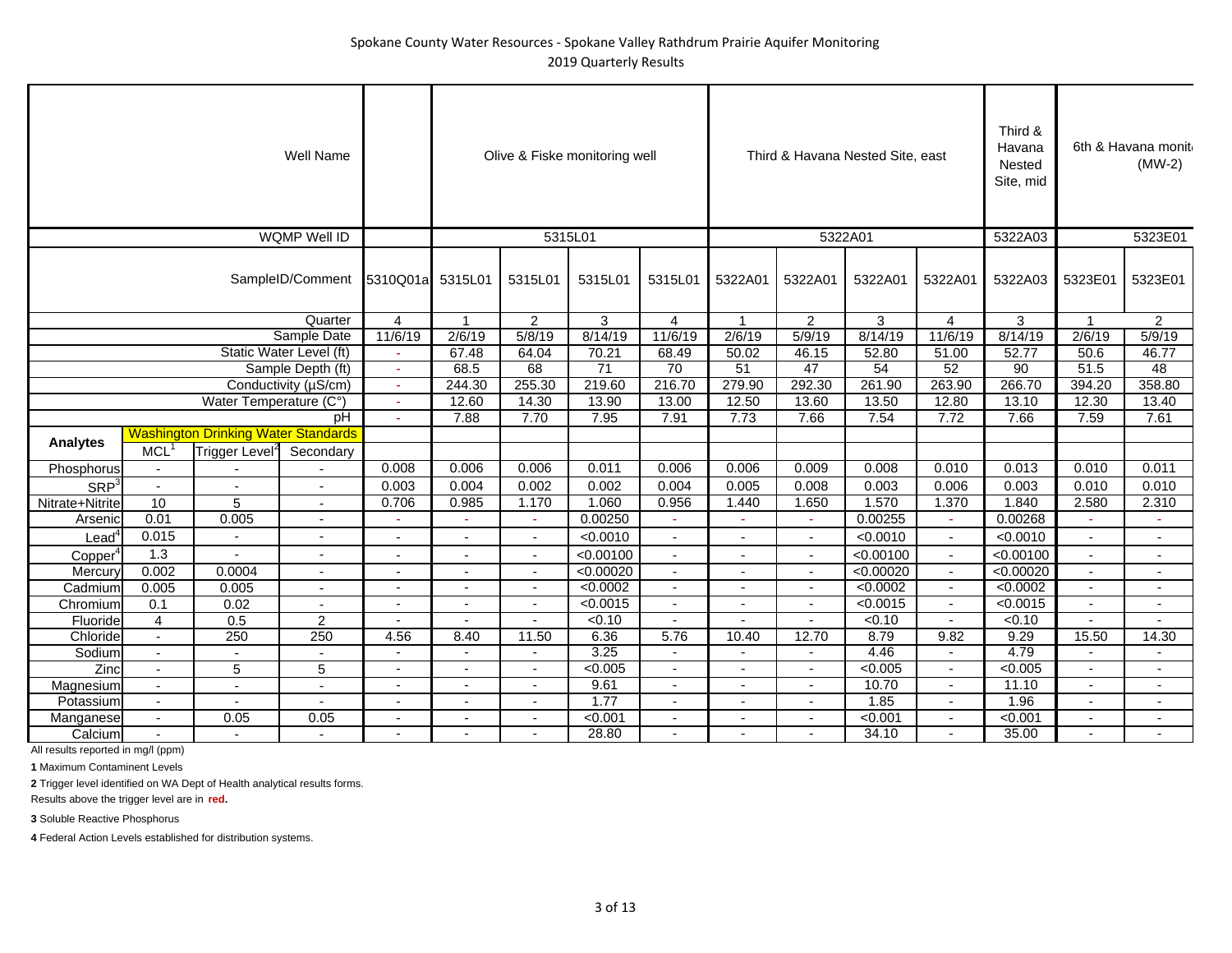Spokane County Water Resources - Spokane Valley Rathdrum Prairie Aquifer Monitoring

2019 Quarterly Results

| | | | Well Name | | Olive & Fiske monitoring well | | | | Third & Havana Nested Site, east | | | | Third & Havana Nested Site, mid | 6th & Havana monit (MW-2) | |
|---|---|---|---|---|---|---|---|---|---|---|---|---|---|---|---|
| | | | WQMP Well ID | | 5315L01 | | | | 5322A01 | | | | 5322A03 | 5323E01 | |
| | | | SampleID/Comment | 5310Q01a | 5315L01 | 5315L01 | 5315L01 | 5315L01 | 5322A01 | 5322A01 | 5322A01 | 5322A01 | 5322A03 | 5323E01 | 5323E01 |
| | | | Quarter | 4 | 1 | 2 | 3 | 4 | 1 | 2 | 3 | 4 | 3 | 1 | 2 |
| | | | Sample Date | 11/6/19 | 2/6/19 | 5/8/19 | 8/14/19 | 11/6/19 | 2/6/19 | 5/9/19 | 8/14/19 | 11/6/19 | 8/14/19 | 2/6/19 | 5/9/19 |
| | | | Static Water Level (ft) | - | 67.48 | 64.04 | 70.21 | 68.49 | 50.02 | 46.15 | 52.80 | 51.00 | 52.77 | 50.6 | 46.77 |
| | | | Sample Depth (ft) | - | 68.5 | 68 | 71 | 70 | 51 | 47 | 54 | 52 | 90 | 51.5 | 48 |
| | | | Conductivity (µS/cm) | - | 244.30 | 255.30 | 219.60 | 216.70 | 279.90 | 292.30 | 261.90 | 263.90 | 266.70 | 394.20 | 358.80 |
| | | | Water Temperature (C°) | - | 12.60 | 14.30 | 13.90 | 13.00 | 12.50 | 13.60 | 13.50 | 12.80 | 13.10 | 12.30 | 13.40 |
| | | | pH | - | 7.88 | 7.70 | 7.95 | 7.91 | 7.73 | 7.66 | 7.54 | 7.72 | 7.66 | 7.59 | 7.61 |
| Analytes | Washington Drinking Water Standards | | | | | | | | | | | | | | |
| | MCL[1] | Trigger Level[2] | Secondary | | | | | | | | | | | | |
| Phosphorus | - | - | - | 0.008 | 0.006 | 0.006 | 0.011 | 0.006 | 0.006 | 0.009 | 0.008 | 0.010 | 0.013 | 0.010 | 0.011 |
| SRP[3] | - | - | - | 0.003 | 0.004 | 0.002 | 0.002 | 0.004 | 0.005 | 0.008 | 0.003 | 0.006 | 0.003 | 0.010 | 0.010 |
| Nitrate+Nitrite | 10 | 5 | - | 0.706 | 0.985 | 1.170 | 1.060 | 0.956 | 1.440 | 1.650 | 1.570 | 1.370 | 1.840 | 2.580 | 2.310 |
| Arsenic | 0.01 | 0.005 | - | - | - | - | 0.00250 | - | - | - | 0.00255 | - | 0.00268 | - | - |
| Lead[4] | 0.015 | - | - | - | - | - | <0.0010 | - | - | - | <0.0010 | - | <0.0010 | - | - |
| Copper[4] | 1.3 | - | - | - | - | - | <0.00100 | - | - | - | <0.00100 | - | <0.00100 | - | - |
| Mercury | 0.002 | 0.0004 | - | - | - | - | <0.00020 | - | - | - | <0.00020 | - | <0.00020 | - | - |
| Cadmium | 0.005 | 0.005 | - | - | - | - | <0.0002 | - | - | - | <0.0002 | - | <0.0002 | - | - |
| Chromium | 0.1 | 0.02 | - | - | - | - | <0.0015 | - | - | - | <0.0015 | - | <0.0015 | - | - |
| Fluoride | 4 | 0.5 | 2 | - | - | - | <0.10 | - | - | - | <0.10 | - | <0.10 | - | - |
| Chloride | - | 250 | 250 | 4.56 | 8.40 | 11.50 | 6.36 | 5.76 | 10.40 | 12.70 | 8.79 | 9.82 | 9.29 | 15.50 | 14.30 |
| Sodium | - | - | - | - | - | - | 3.25 | - | - | - | 4.46 | - | 4.79 | - | - |
| Zinc | - | 5 | 5 | - | - | - | <0.005 | - | - | - | <0.005 | - | <0.005 | - | - |
| Magnesium | - | - | - | - | - | - | 9.61 | - | - | - | 10.70 | - | 11.10 | - | - |
| Potassium | - | - | - | - | - | - | 1.77 | - | - | - | 1.85 | - | 1.96 | - | - |
| Manganese | - | 0.05 | 0.05 | - | - | - | <0.001 | - | - | - | <0.001 | - | <0.001 | - | - |
| Calcium | - | - | - | - | - | - | 28.80 | - | - | - | 34.10 | - | 35.00 | - | - |

All results reported in mg/l (ppm)

**1** Maximum Contaminent Levels

**2** Trigger level identified on WA Dept of Health analytical results forms.
Results above the trigger level are in **red.**

**3** Soluble Reactive Phosphorus

**4** Federal Action Levels established for distribution systems.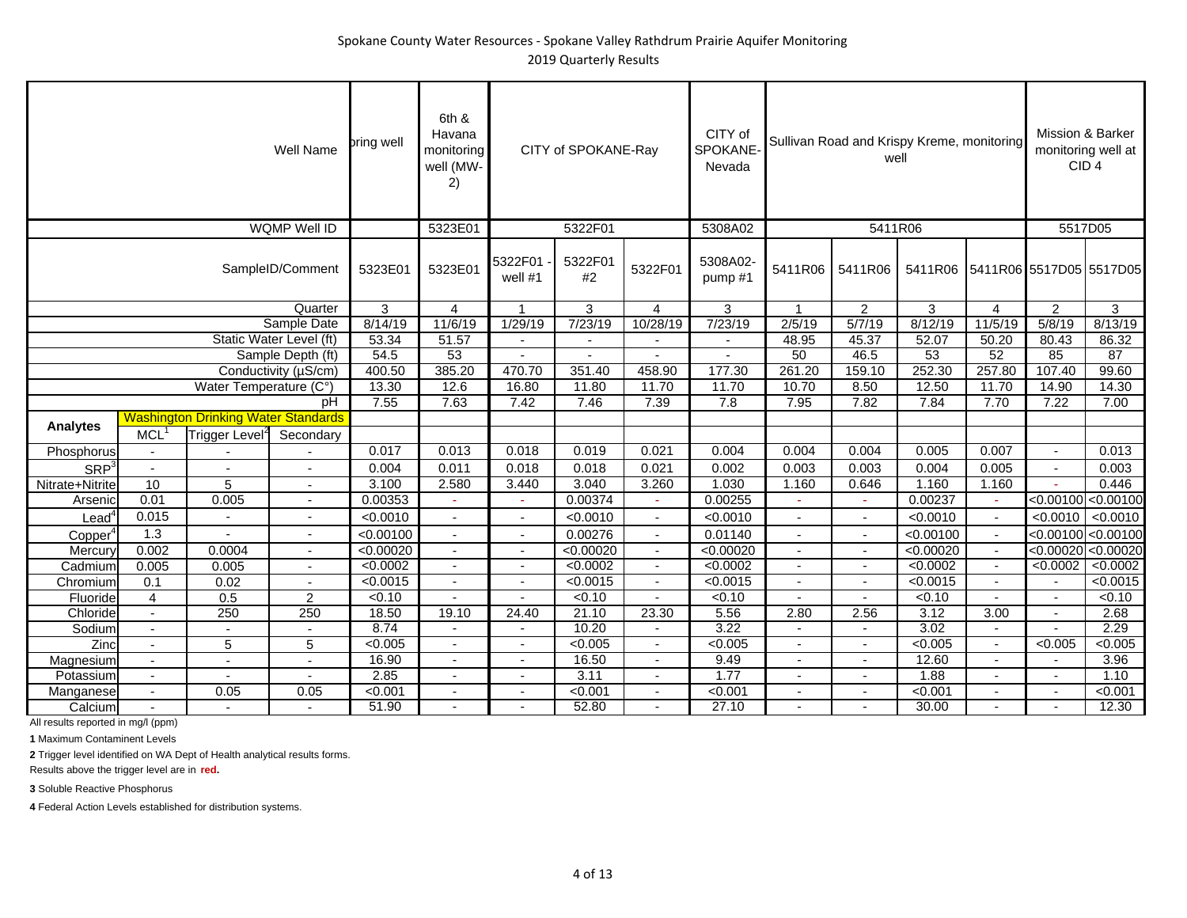Spokane County Water Resources - Spokane Valley Rathdrum Prairie Aquifer Monitoring

2019 Quarterly Results

| | | | Well Name | oring well | 6th & Havana monitoring well (MW-2) | CITY of SPOKANE-Ray | | | CITY of SPOKANE-Nevada | Sullivan Road and Krispy Kreme, monitoring well | | | | Mission & Barker monitoring well at CID 4 | |
|---|---|---|---|---|---|---|---|---|---|---|---|---|---|---|---|
| | | | WQMP Well ID | | 5323E01 | 5322F01 | | | 5308A02 | 5411R06 | | | | 5517D05 | |
| | | | SampleID/Comment | 5323E01 | 5323E01 | 5322F01 - well #1 | 5322F01 #2 | 5322F01 | 5308A02-pump #1 | 5411R06 | 5411R06 | 5411R06 | 5411R06 | 5517D05 | 5517D05 |
| | | | Quarter | 3 | 4 | 1 | 3 | 4 | 3 | 1 | 2 | 3 | 4 | 2 | 3 |
| | | | Sample Date | 8/14/19 | 11/6/19 | 1/29/19 | 7/23/19 | 10/28/19 | 7/23/19 | 2/5/19 | 5/7/19 | 8/12/19 | 11/5/19 | 5/8/19 | 8/13/19 |
| | | | Static Water Level (ft) | 53.34 | 51.57 | - | - | - | - | 48.95 | 45.37 | 52.07 | 50.20 | 80.43 | 86.32 |
| | | | Sample Depth (ft) | 54.5 | 53 | - | - | - | - | 50 | 46.5 | 53 | 52 | 85 | 87 |
| | | | Conductivity (µS/cm) | 400.50 | 385.20 | 470.70 | 351.40 | 458.90 | 177.30 | 261.20 | 159.10 | 252.30 | 257.80 | 107.40 | 99.60 |
| | | | Water Temperature (C°) | 13.30 | 12.6 | 16.80 | 11.80 | 11.70 | 11.70 | 10.70 | 8.50 | 12.50 | 11.70 | 14.90 | 14.30 |
| | | | pH | 7.55 | 7.63 | 7.42 | 7.46 | 7.39 | 7.8 | 7.95 | 7.82 | 7.84 | 7.70 | 7.22 | 7.00 |
| **Analytes** | Washington Drinking Water Standards | | | | | | | | | | | | | | |
| | MCL[1] | Trigger Level[2] | Secondary | | | | | | | | | | | | |
| Phosphorus | - | - | - | 0.017 | 0.013 | 0.018 | 0.019 | 0.021 | 0.004 | 0.004 | 0.004 | 0.005 | 0.007 | - | 0.013 |
| SRP[3] | - | - | - | 0.004 | 0.011 | 0.018 | 0.018 | 0.021 | 0.002 | 0.003 | 0.003 | 0.004 | 0.005 | - | 0.003 |
| Nitrate+Nitrite | 10 | 5 | - | 3.100 | 2.580 | 3.440 | 3.040 | 3.260 | 1.030 | 1.160 | 0.646 | 1.160 | 1.160 | - | 0.446 |
| Arsenic | 0.01 | 0.005 | - | 0.00353 | - | - | 0.00374 | - | 0.00255 | - | - | 0.00237 | - | <0.00100 | <0.00100 |
| Lead[4] | 0.015 | - | - | <0.0010 | - | - | <0.0010 | - | <0.0010 | - | - | <0.0010 | - | <0.0010 | <0.0010 |
| Copper[4] | 1.3 | - | - | <0.00100 | - | - | 0.00276 | - | 0.01140 | - | - | <0.00100 | - | <0.00100 | <0.00100 |
| Mercury | 0.002 | 0.0004 | - | <0.00020 | - | - | <0.00020 | - | <0.00020 | - | - | <0.00020 | - | <0.00020 | <0.00020 |
| Cadmium | 0.005 | 0.005 | - | <0.0002 | - | - | <0.0002 | - | <0.0002 | - | - | <0.0002 | - | <0.0002 | <0.0002 |
| Chromium | 0.1 | 0.02 | - | <0.0015 | - | - | <0.0015 | - | <0.0015 | - | - | <0.0015 | - | - | <0.0015 |
| Fluoride | 4 | 0.5 | 2 | <0.10 | - | - | <0.10 | - | <0.10 | - | - | <0.10 | - | - | <0.10 |
| Chloride | - | 250 | 250 | 18.50 | 19.10 | 24.40 | 21.10 | 23.30 | 5.56 | 2.80 | 2.56 | 3.12 | 3.00 | - | 2.68 |
| Sodium | - | - | - | 8.74 | - | - | 10.20 | - | 3.22 | - | - | 3.02 | - | - | 2.29 |
| Zinc | - | 5 | 5 | <0.005 | - | - | <0.005 | - | <0.005 | - | - | <0.005 | - | <0.005 | <0.005 |
| Magnesium | - | - | - | 16.90 | - | - | 16.50 | - | 9.49 | - | - | 12.60 | - | - | 3.96 |
| Potassium | - | - | - | 2.85 | - | - | 3.11 | - | 1.77 | - | - | 1.88 | - | - | 1.10 |
| Manganese | - | 0.05 | 0.05 | <0.001 | - | - | <0.001 | - | <0.001 | - | - | <0.001 | - | - | <0.001 |
| Calcium | - | - | - | 51.90 | - | - | 52.80 | - | 27.10 | - | - | 30.00 | - | - | 12.30 |

All results reported in mg/l (ppm)

**1** Maximum Contaminent Levels

**2** Trigger level identified on WA Dept of Health analytical results forms.

Results above the trigger level are in **red.**

**3** Soluble Reactive Phosphorus

**4** Federal Action Levels established for distribution systems.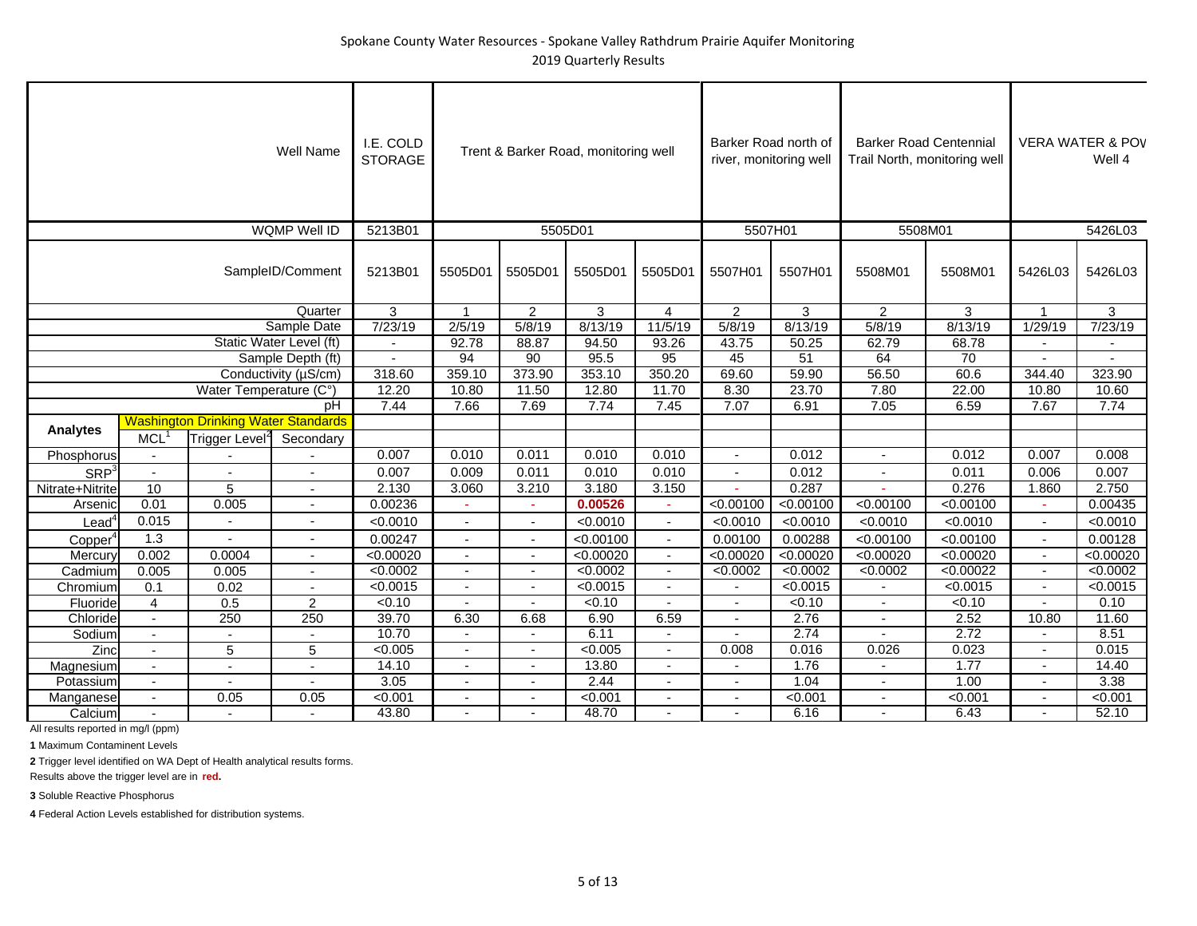Spokane County Water Resources - Spokane Valley Rathdrum Prairie Aquifer Monitoring

2019 Quarterly Results

| | | | Well Name | I.E. COLD STORAGE | Trent & Barker Road, monitoring well | | | | Barker Road north of river, monitoring well | | Barker Road Centennial Trail North, monitoring well | | VERA WATER & POV Well 4 | |
|---|---|---|---|---|---|---|---|---|---|---|---|---|---|---|
| | | | WQMP Well ID | 5213B01 | 5505D01 | | | | 5507H01 | | 5508M01 | | 5426L03 | |
| | | | SampleID/Comment | 5213B01 | 5505D01 | 5505D01 | 5505D01 | 5505D01 | 5507H01 | 5507H01 | 5508M01 | 5508M01 | 5426L03 | 5426L03 |
| | | | Quarter | 3 | 1 | 2 | 3 | 4 | 2 | 3 | 2 | 3 | 1 | 3 |
| | | | Sample Date | 7/23/19 | 2/5/19 | 5/8/19 | 8/13/19 | 11/5/19 | 5/8/19 | 8/13/19 | 5/8/19 | 8/13/19 | 1/29/19 | 7/23/19 |
| | | | Static Water Level (ft) | - | 92.78 | 88.87 | 94.50 | 93.26 | 43.75 | 50.25 | 62.79 | 68.78 | - | - |
| | | | Sample Depth (ft) | - | 94 | 90 | 95.5 | 95 | 45 | 51 | 64 | 70 | - | - |
| | | | Conductivity (µS/cm) | 318.60 | 359.10 | 373.90 | 353.10 | 350.20 | 69.60 | 59.90 | 56.50 | 60.6 | 344.40 | 323.90 |
| | | | Water Temperature (C°) | 12.20 | 10.80 | 11.50 | 12.80 | 11.70 | 8.30 | 23.70 | 7.80 | 22.00 | 10.80 | 10.60 |
| | | | pH | 7.44 | 7.66 | 7.69 | 7.74 | 7.45 | 7.07 | 6.91 | 7.05 | 6.59 | 7.67 | 7.74 |
| Analytes | Washington Drinking Water Standards | | | | | | | | | | | | | |
| | MCL[1] | Trigger Level[2] | Secondary | | | | | | | | | | | |
| Phosphorus | - | - | - | 0.007 | 0.010 | 0.011 | 0.010 | 0.010 | - | 0.012 | - | 0.012 | 0.007 | 0.008 |
| SRP[3] | - | - | - | 0.007 | 0.009 | 0.011 | 0.010 | 0.010 | - | 0.012 | - | 0.011 | 0.006 | 0.007 |
| Nitrate+Nitrite | 10 | 5 | - | 2.130 | 3.060 | 3.210 | 3.180 | 3.150 | - | 0.287 | - | 0.276 | 1.860 | 2.750 |
| Arsenic | 0.01 | 0.005 | - | 0.00236 | - | - | **0.00526** | - | <0.00100 | <0.00100 | <0.00100 | <0.00100 | - | 0.00435 |
| Lead[4] | 0.015 | - | - | <0.0010 | - | - | <0.0010 | - | <0.0010 | <0.0010 | <0.0010 | <0.0010 | - | <0.0010 |
| Copper[4] | 1.3 | - | - | 0.00247 | - | - | <0.00100 | - | 0.00100 | 0.00288 | <0.00100 | <0.00100 | - | 0.00128 |
| Mercury | 0.002 | 0.0004 | - | <0.00020 | - | - | <0.00020 | - | <0.00020 | <0.00020 | <0.00020 | <0.00020 | - | <0.00020 |
| Cadmium | 0.005 | 0.005 | - | <0.0002 | - | - | <0.0002 | - | <0.0002 | <0.0002 | <0.0002 | <0.00022 | - | <0.0002 |
| Chromium | 0.1 | 0.02 | - | <0.0015 | - | - | <0.0015 | - | - | <0.0015 | - | <0.0015 | - | <0.0015 |
| Fluoride | 4 | 0.5 | 2 | <0.10 | - | - | <0.10 | - | - | <0.10 | - | <0.10 | - | 0.10 |
| Chloride | - | 250 | 250 | 39.70 | 6.30 | 6.68 | 6.90 | 6.59 | - | 2.76 | - | 2.52 | 10.80 | 11.60 |
| Sodium | - | - | - | 10.70 | - | - | 6.11 | - | - | 2.74 | - | 2.72 | - | 8.51 |
| Zinc | - | 5 | 5 | <0.005 | - | - | <0.005 | - | 0.008 | 0.016 | 0.026 | 0.023 | - | 0.015 |
| Magnesium | - | - | - | 14.10 | - | - | 13.80 | - | - | 1.76 | - | 1.77 | - | 14.40 |
| Potassium | - | - | - | 3.05 | - | - | 2.44 | - | - | 1.04 | - | 1.00 | - | 3.38 |
| Manganese | - | 0.05 | 0.05 | <0.001 | - | - | <0.001 | - | - | <0.001 | - | <0.001 | - | <0.001 |
| Calcium | - | - | - | 43.80 | - | - | 48.70 | - | - | 6.16 | - | 6.43 | - | 52.10 |

All results reported in mg/l (ppm)

**1** Maximum Contaminent Levels

**2** Trigger level identified on WA Dept of Health analytical results forms.

Results above the trigger level are in **red.**

**3** Soluble Reactive Phosphorus

**4** Federal Action Levels established for distribution systems.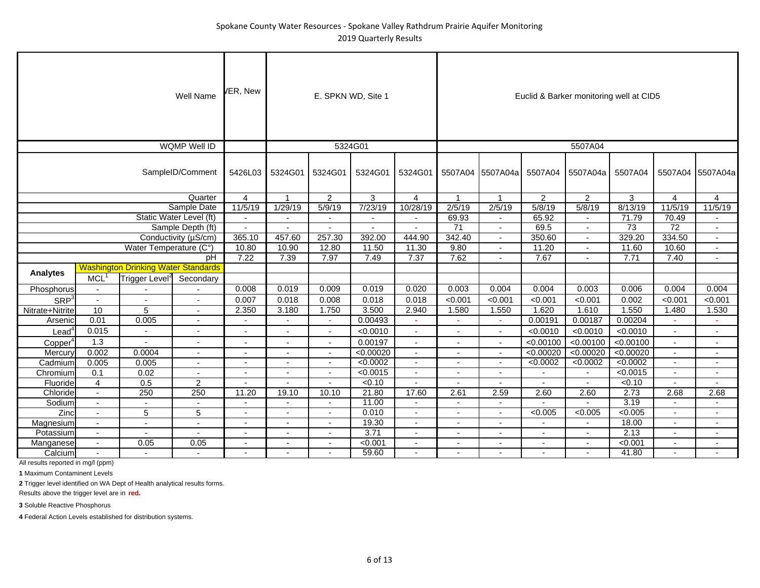Spokane County Water Resources - Spokane Valley Rathdrum Prairie Aquifer Monitoring
2019 Quarterly Results

| | | | Well Name | VER, New | E. SPKN WD, Site 1 | | | | Euclid & Barker monitoring well at CID5 | | | | | | |
|---|---|---|---|---|---|---|---|---|---|---|---|---|---|---|---|
| | | | WQMP Well ID | | 5324G01 | | | | 5507A04 | | | | | | |
| | | | SampleID/Comment | 5426L03 | 5324G01 | 5324G01 | 5324G01 | 5324G01 | 5507A04 | 5507A04a | 5507A04 | 5507A04a | 5507A04 | 5507A04 | 5507A04a |
| | | | Quarter | 4 | 1 | 2 | 3 | 4 | 1 | 1 | 2 | 2 | 3 | 4 | 4 |
| | | | Sample Date | 11/5/19 | 1/29/19 | 5/9/19 | 7/23/19 | 10/28/19 | 2/5/19 | 2/5/19 | 5/8/19 | 5/8/19 | 8/13/19 | 11/5/19 | 11/5/19 |
| | | | Static Water Level (ft) | - | - | - | - | - | 69.93 | - | 65.92 | - | 71.79 | 70.49 | - |
| | | | Sample Depth (ft) | - | - | - | - | - | 71 | - | 69.5 | - | 73 | 72 | - |
| | | | Conductivity (µS/cm) | 365.10 | 457.60 | 257.30 | 392.00 | 444.90 | 342.40 | - | 350.60 | - | 329.20 | 334.50 | - |
| | | | Water Temperature (C°) | 10.80 | 10.90 | 12.80 | 11.50 | 11.30 | 9.80 | - | 11.20 | - | 11.60 | 10.60 | - |
| | | | pH | 7.22 | 7.39 | 7.97 | 7.49 | 7.37 | 7.62 | - | 7.67 | - | 7.71 | 7.40 | - |
| Analytes | Washington Drinking Water Standards | | | | | | | | | | | | | | |
| | MCL[1] | Trigger Level[2] | Secondary | | | | | | | | | | | | |
| Phosphorus | - | - | - | 0.008 | 0.019 | 0.009 | 0.019 | 0.020 | 0.003 | 0.004 | 0.004 | 0.003 | 0.006 | 0.004 | 0.004 |
| SRP[3] | - | - | - | 0.007 | 0.018 | 0.008 | 0.018 | 0.018 | <0.001 | <0.001 | <0.001 | <0.001 | 0.002 | <0.001 | <0.001 |
| Nitrate+Nitrite | 10 | 5 | - | 2.350 | 3.180 | 1.750 | 3.500 | 2.940 | 1.580 | 1.550 | 1.620 | 1.610 | 1.550 | 1.480 | 1.530 |
| Arsenic | 0.01 | 0.005 | - | - | - | - | 0.00493 | - | - | - | 0.00191 | 0.00187 | 0.00204 | - | - |
| Lead[4] | 0.015 | - | - | - | - | - | <0.0010 | - | - | - | <0.0010 | <0.0010 | <0.0010 | - | - |
| Copper[4] | 1.3 | - | - | - | - | - | 0.00197 | - | - | - | <0.00100 | <0.00100 | <0.00100 | - | - |
| Mercury | 0.002 | 0.0004 | - | - | - | - | <0.00020 | - | - | - | <0.00020 | <0.00020 | <0.00020 | - | - |
| Cadmium | 0.005 | 0.005 | - | - | - | - | <0.0002 | - | - | - | <0.0002 | <0.0002 | <0.0002 | - | - |
| Chromium | 0.1 | 0.02 | - | - | - | - | <0.0015 | - | - | - | - | - | <0.0015 | - | - |
| Fluoride | 4 | 0.5 | 2 | - | - | - | <0.10 | - | - | - | - | - | <0.10 | - | - |
| Chloride | - | 250 | 250 | 11.20 | 19.10 | 10.10 | 21.80 | 17.60 | 2.61 | 2.59 | 2.60 | 2.60 | 2.73 | 2.68 | 2.68 |
| Sodium | - | - | - | - | - | - | 11.00 | - | - | - | - | - | 3.19 | - | - |
| Zinc | - | 5 | 5 | - | - | - | 0.010 | - | - | - | <0.005 | <0.005 | <0.005 | - | - |
| Magnesium | - | - | - | - | - | - | 19.30 | - | - | - | - | - | 18.00 | - | - |
| Potassium | - | - | - | - | - | - | 3.71 | - | - | - | - | - | 2.13 | - | - |
| Manganese | - | 0.05 | 0.05 | - | - | - | <0.001 | - | - | - | - | - | <0.001 | - | - |
| Calcium | - | - | - | - | - | - | 59.60 | - | - | - | - | - | 41.80 | - | - |

All results reported in mg/l (ppm)

**1** Maximum Contaminent Levels

**2** Trigger level identified on WA Dept of Health analytical results forms.
Results above the trigger level are in **red.**

**3** Soluble Reactive Phosphorus

**4** Federal Action Levels established for distribution systems.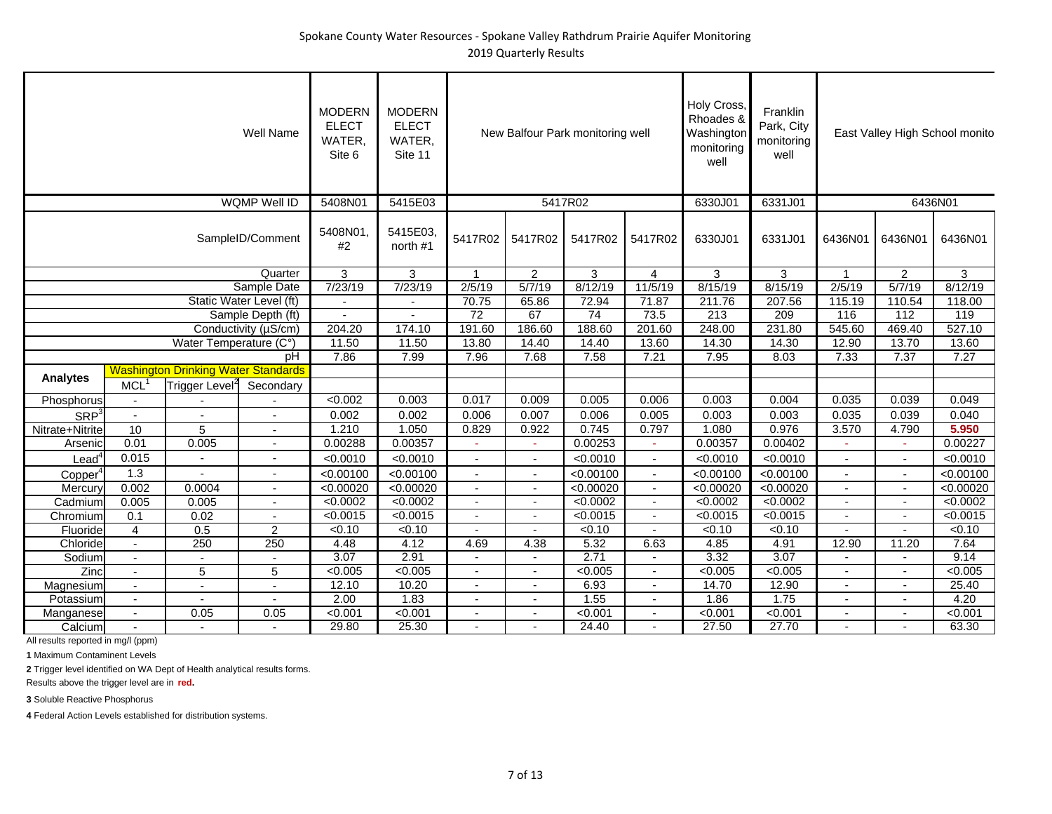Spokane County Water Resources - Spokane Valley Rathdrum Prairie Aquifer Monitoring

2019 Quarterly Results

| | | | Well Name | MODERN ELECT WATER, Site 6 | MODERN ELECT WATER, Site 11 | New Balfour Park monitoring well | | | | Holy Cross, Rhoades & Washington monitoring well | Franklin Park, City monitoring well | East Valley High School monito | | |
|---|---|---|---|---|---|---|---|---|---|---|---|---|---|---|
| | | | WQMP Well ID | 5408N01 | 5415E03 | 5417R02 | | | | 6330J01 | 6331J01 | 6436N01 | | |
| | | | SampleID/Comment | 5408N01, #2 | 5415E03, north #1 | 5417R02 | 5417R02 | 5417R02 | 5417R02 | 6330J01 | 6331J01 | 6436N01 | 6436N01 | 6436N01 |
| | | | Quarter | 3 | 3 | 1 | 2 | 3 | 4 | 3 | 3 | 1 | 2 | 3 |
| | | | Sample Date | 7/23/19 | 7/23/19 | 2/5/19 | 5/7/19 | 8/12/19 | 11/5/19 | 8/15/19 | 8/15/19 | 2/5/19 | 5/7/19 | 8/12/19 |
| | | | Static Water Level (ft) | - | - | 70.75 | 65.86 | 72.94 | 71.87 | 211.76 | 207.56 | 115.19 | 110.54 | 118.00 |
| | | | Sample Depth (ft) | - | - | 72 | 67 | 74 | 73.5 | 213 | 209 | 116 | 112 | 119 |
| | | | Conductivity (µS/cm) | 204.20 | 174.10 | 191.60 | 186.60 | 188.60 | 201.60 | 248.00 | 231.80 | 545.60 | 469.40 | 527.10 |
| | | | Water Temperature (C°) | 11.50 | 11.50 | 13.80 | 14.40 | 14.40 | 13.60 | 14.30 | 14.30 | 12.90 | 13.70 | 13.60 |
| | | | pH | 7.86 | 7.99 | 7.96 | 7.68 | 7.58 | 7.21 | 7.95 | 8.03 | 7.33 | 7.37 | 7.27 |
| Analytes | Washington Drinking Water Standards | | | | | | | | | | | | | |
| | MCL[1] | Trigger Level[2] | Secondary | | | | | | | | | | | |
| Phosphorus | - | - | - | <0.002 | 0.003 | 0.017 | 0.009 | 0.005 | 0.006 | 0.003 | 0.004 | 0.035 | 0.039 | 0.049 |
| SRP[3] | - | - | - | 0.002 | 0.002 | 0.006 | 0.007 | 0.006 | 0.005 | 0.003 | 0.003 | 0.035 | 0.039 | 0.040 |
| Nitrate+Nitrite | 10 | 5 | - | 1.210 | 1.050 | 0.829 | 0.922 | 0.745 | 0.797 | 1.080 | 0.976 | 3.570 | 4.790 | **5.950** |
| Arsenic | 0.01 | 0.005 | - | 0.00288 | 0.00357 | - | - | 0.00253 | - | 0.00357 | 0.00402 | - | - | 0.00227 |
| Lead[4] | 0.015 | - | - | <0.0010 | <0.0010 | - | - | <0.0010 | - | <0.0010 | <0.0010 | - | - | <0.0010 |
| Copper[4] | 1.3 | - | - | <0.00100 | <0.00100 | - | - | <0.00100 | - | <0.00100 | <0.00100 | - | - | <0.00100 |
| Mercury | 0.002 | 0.0004 | - | <0.00020 | <0.00020 | - | - | <0.00020 | - | <0.00020 | <0.00020 | - | - | <0.00020 |
| Cadmium | 0.005 | 0.005 | - | <0.0002 | <0.0002 | - | - | <0.0002 | - | <0.0002 | <0.0002 | - | - | <0.0002 |
| Chromium | 0.1 | 0.02 | - | <0.0015 | <0.0015 | - | - | <0.0015 | - | <0.0015 | <0.0015 | - | - | <0.0015 |
| Fluoride | 4 | 0.5 | 2 | <0.10 | <0.10 | - | - | <0.10 | - | <0.10 | <0.10 | - | - | <0.10 |
| Chloride | - | 250 | 250 | 4.48 | 4.12 | 4.69 | 4.38 | 5.32 | 6.63 | 4.85 | 4.91 | 12.90 | 11.20 | 7.64 |
| Sodium | - | - | - | 3.07 | 2.91 | - | - | 2.71 | - | 3.32 | 3.07 | - | - | 9.14 |
| Zinc | - | 5 | 5 | <0.005 | <0.005 | - | - | <0.005 | - | <0.005 | <0.005 | - | - | <0.005 |
| Magnesium | - | - | - | 12.10 | 10.20 | - | - | 6.93 | - | 14.70 | 12.90 | - | - | 25.40 |
| Potassium | - | - | - | 2.00 | 1.83 | - | - | 1.55 | - | 1.86 | 1.75 | - | - | 4.20 |
| Manganese | - | 0.05 | 0.05 | <0.001 | <0.001 | - | - | <0.001 | - | <0.001 | <0.001 | - | - | <0.001 |
| Calcium | - | - | - | 29.80 | 25.30 | - | - | 24.40 | - | 27.50 | 27.70 | - | - | 63.30 |

All results reported in mg/l (ppm)

**1** Maximum Contaminent Levels

**2** Trigger level identified on WA Dept of Health analytical results forms.

Results above the trigger level are in **red.**

**3** Soluble Reactive Phosphorus

**4** Federal Action Levels established for distribution systems.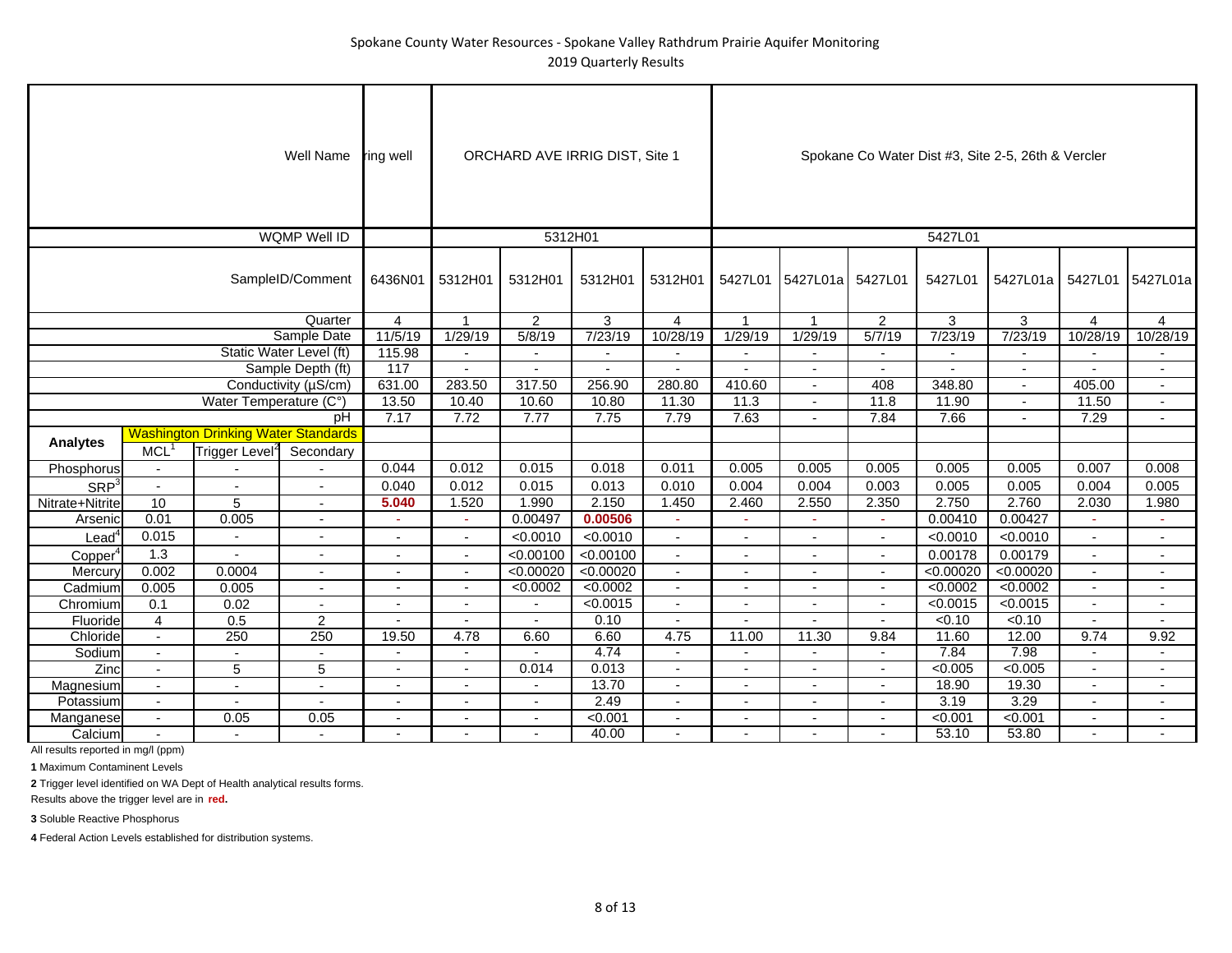Spokane County Water Resources - Spokane Valley Rathdrum Prairie Aquifer Monitoring

2019 Quarterly Results

| | | | Well Name | ring well | ORCHARD AVE IRRIG DIST, Site 1 | | | | Spokane Co Water Dist #3, Site 2-5, 26th & Vercler | | | | | | |
|---|---|---|---|---|---|---|---|---|---|---|---|---|---|---|---|
| | | | WQMP Well ID | | 5312H01 | | | | 5427L01 | | | | | | |
| | | | SampleID/Comment | 6436N01 | 5312H01 | 5312H01 | 5312H01 | 5312H01 | 5427L01 | 5427L01a | 5427L01 | 5427L01 | 5427L01a | 5427L01 | 5427L01a |
| | | | Quarter | 4 | 1 | 2 | 3 | 4 | 1 | 1 | 2 | 3 | 3 | 4 | 4 |
| | | | Sample Date | 11/5/19 | 1/29/19 | 5/8/19 | 7/23/19 | 10/28/19 | 1/29/19 | 1/29/19 | 5/7/19 | 7/23/19 | 7/23/19 | 10/28/19 | 10/28/19 |
| | | | Static Water Level (ft) | 115.98 | - | - | - | - | - | - | - | - | - | - | - |
| | | | Sample Depth (ft) | 117 | - | - | - | - | - | - | - | - | - | - | - |
| | | | Conductivity (µS/cm) | 631.00 | 283.50 | 317.50 | 256.90 | 280.80 | 410.60 | - | 408 | 348.80 | - | 405.00 | - |
| | | | Water Temperature (C°) | 13.50 | 10.40 | 10.60 | 10.80 | 11.30 | 11.3 | - | 11.8 | 11.90 | - | 11.50 | - |
| | | | pH | 7.17 | 7.72 | 7.77 | 7.75 | 7.79 | 7.63 | - | 7.84 | 7.66 | - | 7.29 | - |
| Analytes | Washington Drinking Water Standards | | | | | | | | | | | | | | |
| | MCL[1] | Trigger Level[2] | Secondary | | | | | | | | | | | | |
| Phosphorus | - | - | - | 0.044 | 0.012 | 0.015 | 0.018 | 0.011 | 0.005 | 0.005 | 0.005 | 0.005 | 0.005 | 0.007 | 0.008 |
| SRP[3] | - | - | - | 0.040 | 0.012 | 0.015 | 0.013 | 0.010 | 0.004 | 0.004 | 0.003 | 0.005 | 0.005 | 0.004 | 0.005 |
| Nitrate+Nitrite | 10 | 5 | - | **5.040** | 1.520 | 1.990 | 2.150 | 1.450 | 2.460 | 2.550 | 2.350 | 2.750 | 2.760 | 2.030 | 1.980 |
| Arsenic | 0.01 | 0.005 | - | - | - | 0.00497 | **0.00506** | - | - | - | - | 0.00410 | 0.00427 | - | - |
| Lead[4] | 0.015 | - | - | - | - | <0.0010 | <0.0010 | - | - | - | - | <0.0010 | <0.0010 | - | - |
| Copper[4] | 1.3 | - | - | - | - | <0.00100 | <0.00100 | - | - | - | - | 0.00178 | 0.00179 | - | - |
| Mercury | 0.002 | 0.0004 | - | - | - | <0.00020 | <0.00020 | - | - | - | - | <0.00020 | <0.00020 | - | - |
| Cadmium | 0.005 | 0.005 | - | - | - | <0.0002 | <0.0002 | - | - | - | - | <0.0002 | <0.0002 | - | - |
| Chromium | 0.1 | 0.02 | - | - | - | - | <0.0015 | - | - | - | - | <0.0015 | <0.0015 | - | - |
| Fluoride | 4 | 0.5 | 2 | - | - | - | 0.10 | - | - | - | - | <0.10 | <0.10 | - | - |
| Chloride | - | 250 | 250 | 19.50 | 4.78 | 6.60 | 6.60 | 4.75 | 11.00 | 11.30 | 9.84 | 11.60 | 12.00 | 9.74 | 9.92 |
| Sodium | - | - | - | - | - | - | 4.74 | - | - | - | - | 7.84 | 7.98 | - | - |
| Zinc | - | 5 | 5 | - | - | 0.014 | 0.013 | - | - | - | - | <0.005 | <0.005 | - | - |
| Magnesium | - | - | - | - | - | - | 13.70 | - | - | - | - | 18.90 | 19.30 | - | - |
| Potassium | - | - | - | - | - | - | 2.49 | - | - | - | - | 3.19 | 3.29 | - | - |
| Manganese | - | 0.05 | 0.05 | - | - | - | <0.001 | - | - | - | - | <0.001 | <0.001 | - | - |
| Calcium | - | - | - | - | - | - | 40.00 | - | - | - | - | 53.10 | 53.80 | - | - |

All results reported in mg/l (ppm)

**1** Maximum Contaminent Levels

**2** Trigger level identified on WA Dept of Health analytical results forms.
Results above the trigger level are in **red.**

**3** Soluble Reactive Phosphorus

**4** Federal Action Levels established for distribution systems.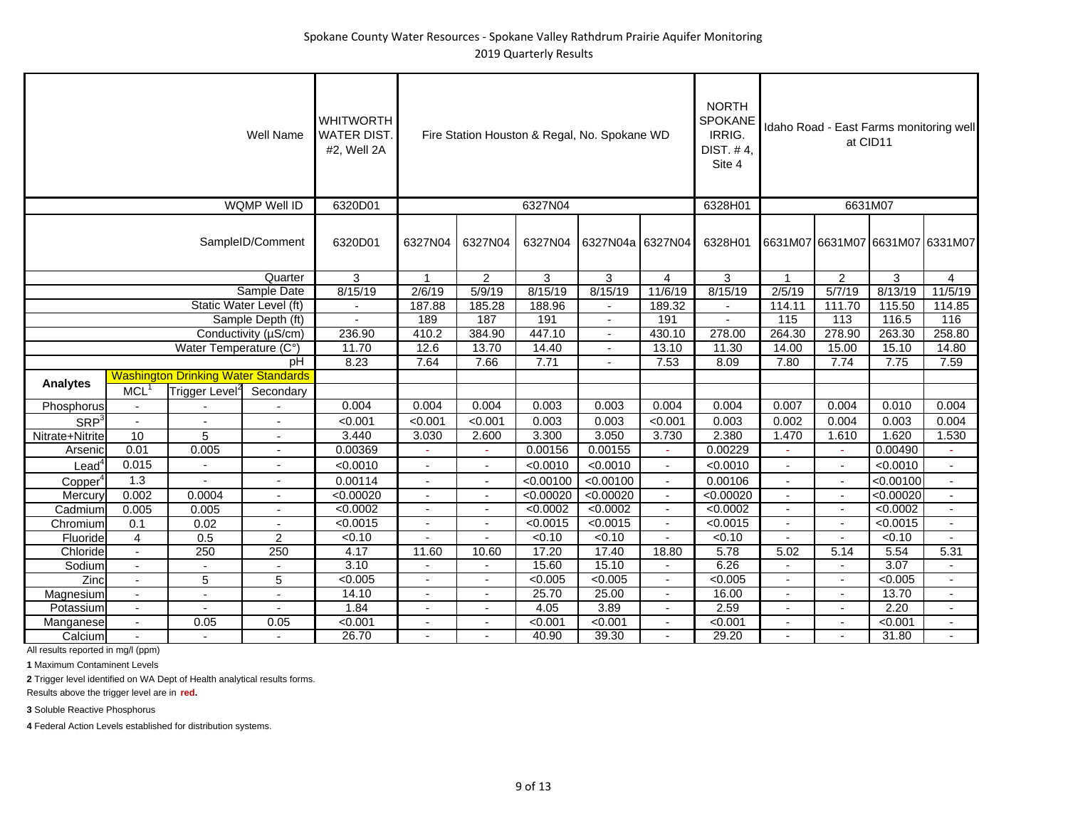Spokane County Water Resources - Spokane Valley Rathdrum Prairie Aquifer Monitoring

2019 Quarterly Results

| | | | Well Name | WHITWORTH WATER DIST. #2, Well 2A | Fire Station Houston & Regal, No. Spokane WD | | | | | NORTH SPOKANE IRRIG. DIST. # 4, Site 4 | Idaho Road - East Farms monitoring well at CID11 | | | |
|---|---|---|---|---|---|---|---|---|---|---|---|---|---|---|
| | | | WQMP Well ID | 6320D01 | 6327N04 | | | | | 6328H01 | 6631M07 | | | |
| | | | SampleID/Comment | 6320D01 | 6327N04 | 6327N04 | 6327N04 | 6327N04a | 6327N04 | 6328H01 | 6631M07 | 6631M07 | 6631M07 | 6631M07 |
| | | | Quarter | 3 | 1 | 2 | 3 | 3 | 4 | 3 | 1 | 2 | 3 | 4 |
| | | | Sample Date | 8/15/19 | 2/6/19 | 5/9/19 | 8/15/19 | 8/15/19 | 11/6/19 | 8/15/19 | 2/5/19 | 5/7/19 | 8/13/19 | 11/5/19 |
| | | | Static Water Level (ft) | - | 187.88 | 185.28 | 188.96 | - | 189.32 | - | 114.11 | 111.70 | 115.50 | 114.85 |
| | | | Sample Depth (ft) | - | 189 | 187 | 191 | - | 191 | - | 115 | 113 | 116.5 | 116 |
| | | | Conductivity (µS/cm) | 236.90 | 410.2 | 384.90 | 447.10 | - | 430.10 | 278.00 | 264.30 | 278.90 | 263.30 | 258.80 |
| | | | Water Temperature (C°) | 11.70 | 12.6 | 13.70 | 14.40 | - | 13.10 | 11.30 | 14.00 | 15.00 | 15.10 | 14.80 |
| | | | pH | 8.23 | 7.64 | 7.66 | 7.71 | - | 7.53 | 8.09 | 7.80 | 7.74 | 7.75 | 7.59 |
| **Analytes** | Washington Drinking Water Standards | | | | | | | | | | | | | |
| | MCL[1] | Trigger Level[2] | Secondary | | | | | | | | | | | |
| Phosphorus | - | - | - | 0.004 | 0.004 | 0.004 | 0.003 | 0.003 | 0.004 | 0.004 | 0.007 | 0.004 | 0.010 | 0.004 |
| SRP[3] | - | - | - | <0.001 | <0.001 | <0.001 | 0.003 | 0.003 | <0.001 | 0.003 | 0.002 | 0.004 | 0.003 | 0.004 |
| Nitrate+Nitrite | 10 | 5 | - | 3.440 | 3.030 | 2.600 | 3.300 | 3.050 | 3.730 | 2.380 | 1.470 | 1.610 | 1.620 | 1.530 |
| Arsenic | 0.01 | 0.005 | - | 0.00369 | - | - | 0.00156 | 0.00155 | - | 0.00229 | - | - | 0.00490 | - |
| Lead[4] | 0.015 | - | - | <0.0010 | - | - | <0.0010 | <0.0010 | - | <0.0010 | - | - | <0.0010 | - |
| Copper[4] | 1.3 | - | - | 0.00114 | - | - | <0.00100 | <0.00100 | - | 0.00106 | - | - | <0.00100 | - |
| Mercury | 0.002 | 0.0004 | - | <0.00020 | - | - | <0.00020 | <0.00020 | - | <0.00020 | - | - | <0.00020 | - |
| Cadmium | 0.005 | 0.005 | - | <0.0002 | - | - | <0.0002 | <0.0002 | - | <0.0002 | - | - | <0.0002 | - |
| Chromium | 0.1 | 0.02 | - | <0.0015 | - | - | <0.0015 | <0.0015 | - | <0.0015 | - | - | <0.0015 | - |
| Fluoride | 4 | 0.5 | 2 | <0.10 | - | - | <0.10 | <0.10 | - | <0.10 | - | - | <0.10 | - |
| Chloride | - | 250 | 250 | 4.17 | 11.60 | 10.60 | 17.20 | 17.40 | 18.80 | 5.78 | 5.02 | 5.14 | 5.54 | 5.31 |
| Sodium | - | - | - | 3.10 | - | - | 15.60 | 15.10 | - | 6.26 | - | - | 3.07 | - |
| Zinc | - | 5 | 5 | <0.005 | - | - | <0.005 | <0.005 | - | <0.005 | - | - | <0.005 | - |
| Magnesium | - | - | - | 14.10 | - | - | 25.70 | 25.00 | - | 16.00 | - | - | 13.70 | - |
| Potassium | - | - | - | 1.84 | - | - | 4.05 | 3.89 | - | 2.59 | - | - | 2.20 | - |
| Manganese | - | 0.05 | 0.05 | <0.001 | - | - | <0.001 | <0.001 | - | <0.001 | - | - | <0.001 | - |
| Calcium | - | - | - | 26.70 | - | - | 40.90 | 39.30 | - | 29.20 | - | - | 31.80 | - |

All results reported in mg/l (ppm)

**1** Maximum Contaminent Levels

**2** Trigger level identified on WA Dept of Health analytical results forms.

Results above the trigger level are in **red.**

**3** Soluble Reactive Phosphorus

**4** Federal Action Levels established for distribution systems.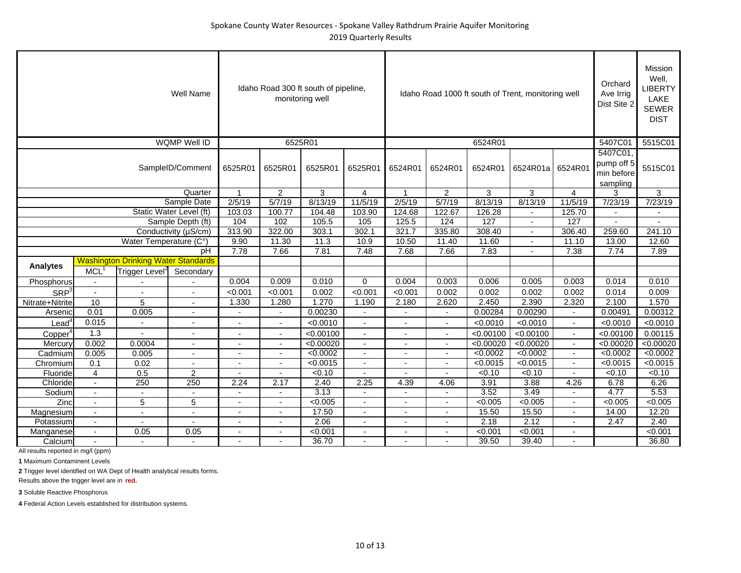Spokane County Water Resources - Spokane Valley Rathdrum Prairie Aquifer Monitoring
2019 Quarterly Results

| | | | Well Name | Idaho Road 300 ft south of pipeline, monitoring well | | | | Idaho Road 1000 ft south of Trent, monitoring well | | | | | Orchard Ave Irrig Dist Site 2 | Mission Well, LIBERTY LAKE SEWER DIST |
|---|---|---|---|---|---|---|---|---|---|---|---|---|---|---|
| | | | WQMP Well ID | 6525R01 | | | | 6524R01 | | | | | 5407C01 | 5515C01 |
| | | | SampleID/Comment | 6525R01 | 6525R01 | 6525R01 | 6525R01 | 6524R01 | 6524R01 | 6524R01 | 6524R01a | 6524R01 | 5407C01, pump off 5 min before sampling | 5515C01 |
| | | | Quarter | 1 | 2 | 3 | 4 | 1 | 2 | 3 | 3 | 4 | 3 | 3 |
| | | | Sample Date | 2/5/19 | 5/7/19 | 8/13/19 | 11/5/19 | 2/5/19 | 5/7/19 | 8/13/19 | 8/13/19 | 11/5/19 | 7/23/19 | 7/23/19 |
| | | | Static Water Level (ft) | 103.03 | 100.77 | 104.48 | 103.90 | 124.68 | 122.67 | 126.28 | - | 125.70 | - | - |
| | | | Sample Depth (ft) | 104 | 102 | 105.5 | 105 | 125.5 | 124 | 127 | - | 127 | - | - |
| | | | Conductivity (µS/cm) | 313.90 | 322.00 | 303.1 | 302.1 | 321.7 | 335.80 | 308.40 | - | 306.40 | 259.60 | 241.10 |
| | | | Water Temperature (C°) | 9.90 | 11.30 | 11.3 | 10.9 | 10.50 | 11.40 | 11.60 | - | 11.10 | 13.00 | 12.60 |
| | | | pH | 7.78 | 7.66 | 7.81 | 7.48 | 7.68 | 7.66 | 7.83 | - | 7.38 | 7.74 | 7.89 |
| **Analytes** | Washington Drinking Water Standards | | | | | | | | | | | | | |
| | MCL[1] | Trigger Level[2] | Secondary | | | | | | | | | | | |
| Phosphorus | - | - | - | 0.004 | 0.009 | 0.010 | 0 | 0.004 | 0.003 | 0.006 | 0.005 | 0.003 | 0.014 | 0.010 |
| SRP[3] | - | - | - | <0.001 | <0.001 | 0.002 | <0.001 | <0.001 | 0.002 | 0.002 | 0.002 | 0.002 | 0.014 | 0.009 |
| Nitrate+Nitrite | 10 | 5 | - | 1.330 | 1.280 | 1.270 | 1.190 | 2.180 | 2.620 | 2.450 | 2.390 | 2.320 | 2.100 | 1.570 |
| Arsenic | 0.01 | 0.005 | - | - | - | 0.00230 | - | - | - | 0.00284 | 0.00290 | - | 0.00491 | 0.00312 |
| Lead[4] | 0.015 | - | - | - | - | <0.0010 | - | - | - | <0.0010 | <0.0010 | - | <0.0010 | <0.0010 |
| Copper[4] | 1.3 | - | - | - | - | <0.00100 | - | - | - | <0.00100 | <0.00100 | - | <0.00100 | 0.00115 |
| Mercury | 0.002 | 0.0004 | - | - | - | <0.00020 | - | - | - | <0.00020 | <0.00020 | - | <0.00020 | <0.00020 |
| Cadmium | 0.005 | 0.005 | - | - | - | <0.0002 | - | - | - | <0.0002 | <0.0002 | - | <0.0002 | <0.0002 |
| Chromium | 0.1 | 0.02 | - | - | - | <0.0015 | - | - | - | <0.0015 | <0.0015 | - | <0.0015 | <0.0015 |
| Fluoride | 4 | 0.5 | 2 | - | - | <0.10 | - | - | - | <0.10 | <0.10 | - | <0.10 | <0.10 |
| Chloride | - | 250 | 250 | 2.24 | 2.17 | 2.40 | 2.25 | 4.39 | 4.06 | 3.91 | 3.88 | 4.26 | 6.78 | 6.26 |
| Sodium | - | - | - | - | - | 3.13 | - | - | - | 3.52 | 3.49 | - | 4.77 | 5.53 |
| Zinc | - | 5 | 5 | - | - | <0.005 | - | - | - | <0.005 | <0.005 | - | <0.005 | <0.005 |
| Magnesium | - | - | - | - | - | 17.50 | - | - | - | 15.50 | 15.50 | - | 14.00 | 12.20 |
| Potassium | - | - | - | - | - | 2.06 | - | - | - | 2.18 | 2.12 | - | 2.47 | 2.40 |
| Manganese | - | 0.05 | 0.05 | - | - | <0.001 | - | - | - | <0.001 | <0.001 | - | | <0.001 |
| Calcium | - | - | - | - | - | 36.70 | - | - | - | 39.50 | 39.40 | - | | 36.80 |

All results reported in mg/l (ppm)

**1** Maximum Contaminent Levels

**2** Trigger level identified on WA Dept of Health analytical results forms.
Results above the trigger level are in **red.**

**3** Soluble Reactive Phosphorus

**4** Federal Action Levels established for distribution systems.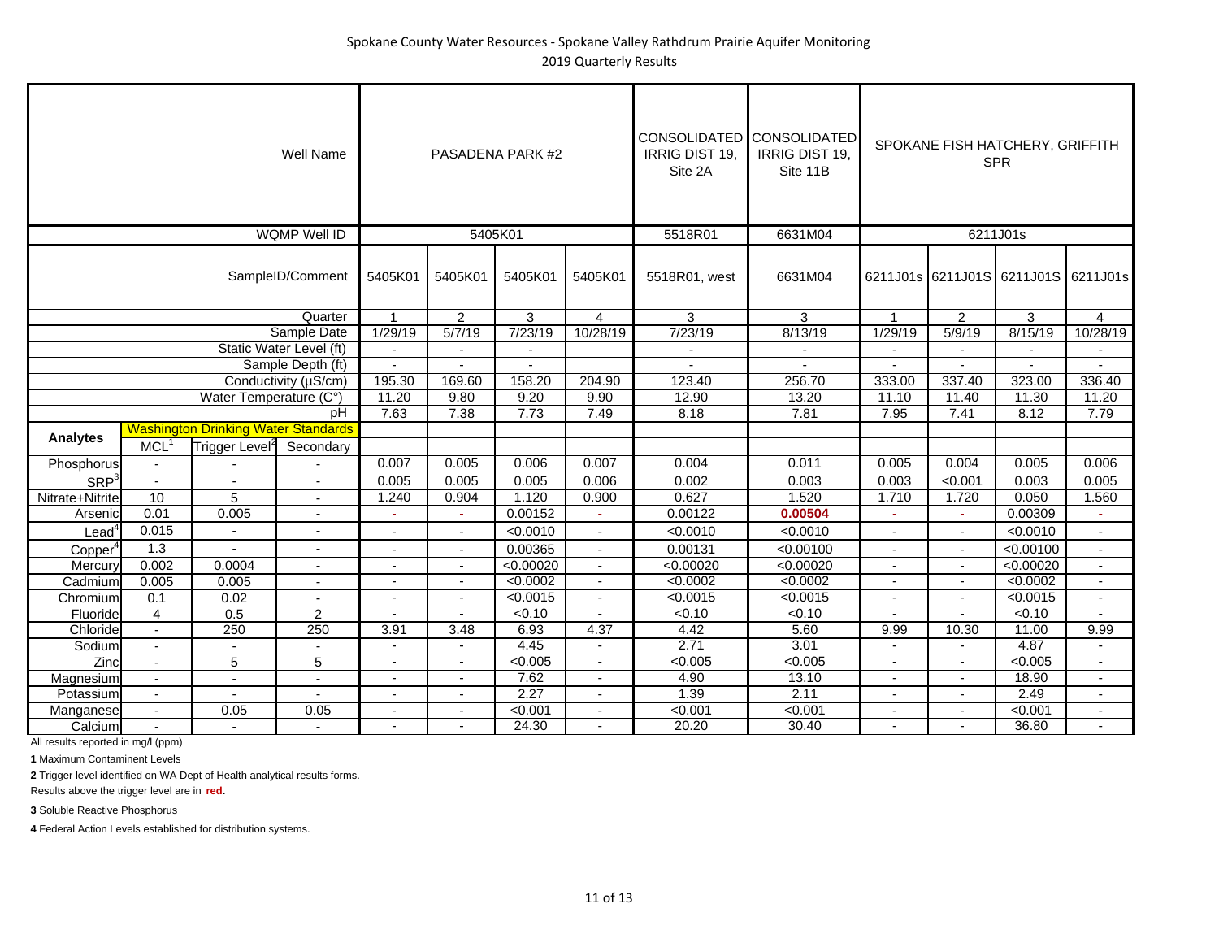# Spokane County Water Resources - Spokane Valley Rathdrum Prairie Aquifer Monitoring

## 2019 Quarterly Results

| | | | Well Name | PASADENA PARK #2 | | | | CONSOLIDATED IRRIG DIST 19, Site 2A | CONSOLIDATED IRRIG DIST 19, Site 11B | SPOKANE FISH HATCHERY, GRIFFITH SPR | | | |
|---|---|---|---|---|---|---|---|---|---|---|---|---|---|
| | | | WQMP Well ID | 5405K01 | | | | 5518R01 | 6631M04 | 6211J01s | | | |
| | | | SampleID/Comment | 5405K01 | 5405K01 | 5405K01 | 5405K01 | 5518R01, west | 6631M04 | 6211J01s | 6211J01S | 6211J01S | 6211J01s |
| | | | Quarter | 1 | 2 | 3 | 4 | 3 | 3 | 1 | 2 | 3 | 4 |
| | | | Sample Date | 1/29/19 | 5/7/19 | 7/23/19 | 10/28/19 | 7/23/19 | 8/13/19 | 1/29/19 | 5/9/19 | 8/15/19 | 10/28/19 |
| | | | Static Water Level (ft) | - | - | - | | - | - | - | - | - | - |
| | | | Sample Depth (ft) | - | - | - | | - | - | - | - | - | - |
| | | | Conductivity (µS/cm) | 195.30 | 169.60 | 158.20 | 204.90 | 123.40 | 256.70 | 333.00 | 337.40 | 323.00 | 336.40 |
| | | | Water Temperature (C°) | 11.20 | 9.80 | 9.20 | 9.90 | 12.90 | 13.20 | 11.10 | 11.40 | 11.30 | 11.20 |
| | | | pH | 7.63 | 7.38 | 7.73 | 7.49 | 8.18 | 7.81 | 7.95 | 7.41 | 8.12 | 7.79 |
| Analytes | Washington Drinking Water Standards | | | | | | | | | | | | |
| | MCL[1] | Trigger Level[2] | Secondary | | | | | | | | | | |
| Phosphorus | - | - | - | 0.007 | 0.005 | 0.006 | 0.007 | 0.004 | 0.011 | 0.005 | 0.004 | 0.005 | 0.006 |
| SRP[3] | - | - | - | 0.005 | 0.005 | 0.005 | 0.006 | 0.002 | 0.003 | 0.003 | <0.001 | 0.003 | 0.005 |
| Nitrate+Nitrite | 10 | 5 | - | 1.240 | 0.904 | 1.120 | 0.900 | 0.627 | 1.520 | 1.710 | 1.720 | 0.050 | 1.560 |
| Arsenic | 0.01 | 0.005 | - | - | - | 0.00152 | - | 0.00122 | **0.00504** | - | - | 0.00309 | - |
| Lead[4] | 0.015 | - | - | - | - | <0.0010 | - | <0.0010 | <0.0010 | - | - | <0.0010 | - |
| Copper[4] | 1.3 | - | - | - | - | 0.00365 | - | 0.00131 | <0.00100 | - | - | <0.00100 | - |
| Mercury | 0.002 | 0.0004 | - | - | - | <0.00020 | - | <0.00020 | <0.00020 | - | - | <0.00020 | - |
| Cadmium | 0.005 | 0.005 | - | - | - | <0.0002 | - | <0.0002 | <0.0002 | - | - | <0.0002 | - |
| Chromium | 0.1 | 0.02 | - | - | - | <0.0015 | - | <0.0015 | <0.0015 | - | - | <0.0015 | - |
| Fluoride | 4 | 0.5 | 2 | - | - | <0.10 | - | <0.10 | <0.10 | - | - | <0.10 | - |
| Chloride | - | 250 | 250 | 3.91 | 3.48 | 6.93 | 4.37 | 4.42 | 5.60 | 9.99 | 10.30 | 11.00 | 9.99 |
| Sodium | - | - | - | - | - | 4.45 | - | 2.71 | 3.01 | - | - | 4.87 | - |
| Zinc | - | 5 | 5 | - | - | <0.005 | - | <0.005 | <0.005 | - | - | <0.005 | - |
| Magnesium | - | - | - | - | - | 7.62 | - | 4.90 | 13.10 | - | - | 18.90 | - |
| Potassium | - | - | - | - | - | 2.27 | - | 1.39 | 2.11 | - | - | 2.49 | - |
| Manganese | - | 0.05 | 0.05 | - | - | <0.001 | - | <0.001 | <0.001 | - | - | <0.001 | - |
| Calcium | - | - | - | - | - | 24.30 | - | 20.20 | 30.40 | - | - | 36.80 | - |

All results reported in mg/l (ppm)

**1** Maximum Contaminent Levels

**2** Trigger level identified on WA Dept of Health analytical results forms.

Results above the trigger level are in **red.**

**3** Soluble Reactive Phosphorus

**4** Federal Action Levels established for distribution systems.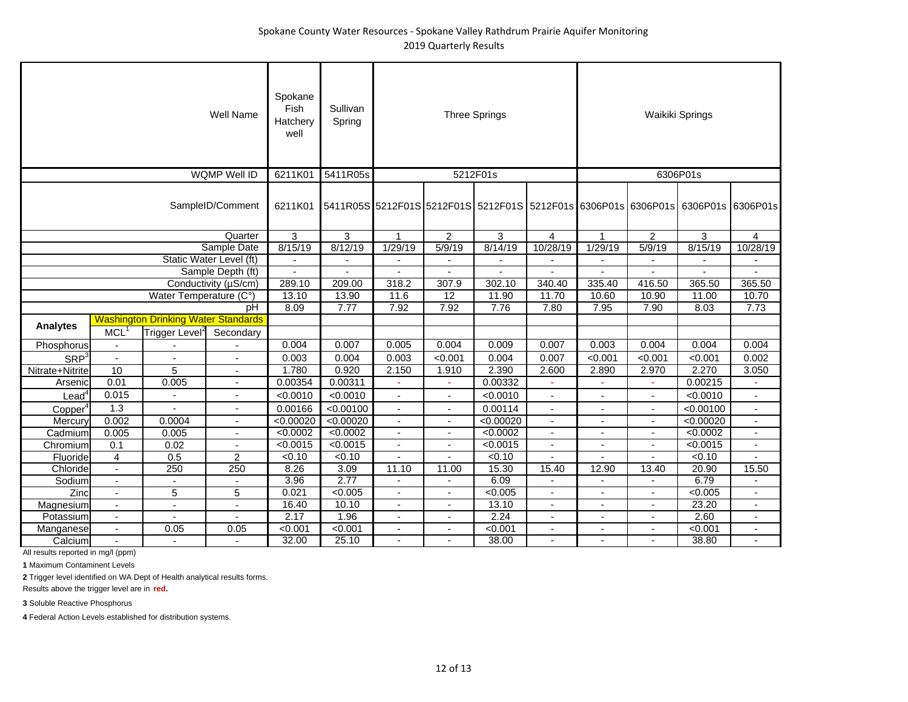# Spokane County Water Resources - Spokane Valley Rathdrum Prairie Aquifer Monitoring

## 2019 Quarterly Results

| | | | Well Name | Spokane Fish Hatchery well | Sullivan Spring | Three Springs | | | | Waikiki Springs | | | |
|---|---|---|---|---|---|---|---|---|---|---|---|---|---|
| | | | WQMP Well ID | 6211K01 | 5411R05s | 5212F01s | | | | 6306P01s | | | |
| | | | SampleID/Comment | 6211K01 | 5411R05S | 5212F01S | 5212F01S | 5212F01S | 5212F01s | 6306P01s | 6306P01s | 6306P01s | 6306P01s |
| | | | Quarter | 3 | 3 | 1 | 2 | 3 | 4 | 1 | 2 | 3 | 4 |
| | | | Sample Date | 8/15/19 | 8/12/19 | 1/29/19 | 5/9/19 | 8/14/19 | 10/28/19 | 1/29/19 | 5/9/19 | 8/15/19 | 10/28/19 |
| | | | Static Water Level (ft) | - | - | - | - | - | - | - | - | - | - |
| | | | Sample Depth (ft) | - | - | - | - | - | - | - | - | - | - |
| | | | Conductivity (µS/cm) | 289.10 | 209.00 | 318.2 | 307.9 | 302.10 | 340.40 | 335.40 | 416.50 | 365.50 | 365.50 |
| | | | Water Temperature (C°) | 13.10 | 13.90 | 11.6 | 12 | 11.90 | 11.70 | 10.60 | 10.90 | 11.00 | 10.70 |
| | | | pH | 8.09 | 7.77 | 7.92 | 7.92 | 7.76 | 7.80 | 7.95 | 7.90 | 8.03 | 7.73 |
| **Analytes** | Washington Drinking Water Standards | | | | | | | | | | | | |
| | MCL[1] | Trigger Level[2] | Secondary | | | | | | | | | | |
| Phosphorus | - | - | - | 0.004 | 0.007 | 0.005 | 0.004 | 0.009 | 0.007 | 0.003 | 0.004 | 0.004 | 0.004 |
| SRP[3] | - | - | - | 0.003 | 0.004 | 0.003 | <0.001 | 0.004 | 0.007 | <0.001 | <0.001 | <0.001 | 0.002 |
| Nitrate+Nitrite | 10 | 5 | - | 1.780 | 0.920 | 2.150 | 1.910 | 2.390 | 2.600 | 2.890 | 2.970 | 2.270 | 3.050 |
| Arsenic | 0.01 | 0.005 | - | 0.00354 | 0.00311 | - | - | 0.00332 | - | - | - | 0.00215 | - |
| Lead[4] | 0.015 | - | - | <0.0010 | <0.0010 | - | - | <0.0010 | - | - | - | <0.0010 | - |
| Copper[4] | 1.3 | - | - | 0.00166 | <0.00100 | - | - | 0.00114 | - | - | - | <0.00100 | - |
| Mercury | 0.002 | 0.0004 | - | <0.00020 | <0.00020 | - | - | <0.00020 | - | - | - | <0.00020 | - |
| Cadmium | 0.005 | 0.005 | - | <0.0002 | <0.0002 | - | - | <0.0002 | - | - | - | <0.0002 | - |
| Chromium | 0.1 | 0.02 | - | <0.0015 | <0.0015 | - | - | <0.0015 | - | - | - | <0.0015 | - |
| Fluoride | 4 | 0.5 | 2 | <0.10 | <0.10 | - | - | <0.10 | - | - | - | <0.10 | - |
| Chloride | - | 250 | 250 | 8.26 | 3.09 | 11.10 | 11.00 | 15.30 | 15.40 | 12.90 | 13.40 | 20.90 | 15.50 |
| Sodium | - | - | - | 3.96 | 2.77 | - | - | 6.09 | - | - | - | 6.79 | - |
| Zinc | - | 5 | 5 | 0.021 | <0.005 | - | - | <0.005 | - | - | - | <0.005 | - |
| Magnesium | - | - | - | 16.40 | 10.10 | - | - | 13.10 | - | - | - | 23.20 | - |
| Potassium | - | - | - | 2.17 | 1.96 | - | - | 2.24 | - | - | - | 2.60 | - |
| Manganese | - | 0.05 | 0.05 | <0.001 | <0.001 | - | - | <0.001 | - | - | - | <0.001 | - |
| Calcium | - | - | - | 32.00 | 25.10 | - | - | 38.00 | - | - | - | 38.80 | - |

All results reported in mg/l (ppm)

**1** Maximum Contaminent Levels

**2** Trigger level identified on WA Dept of Health analytical results forms.
Results above the trigger level are in **red.**

**3** Soluble Reactive Phosphorus

**4** Federal Action Levels established for distribution systems.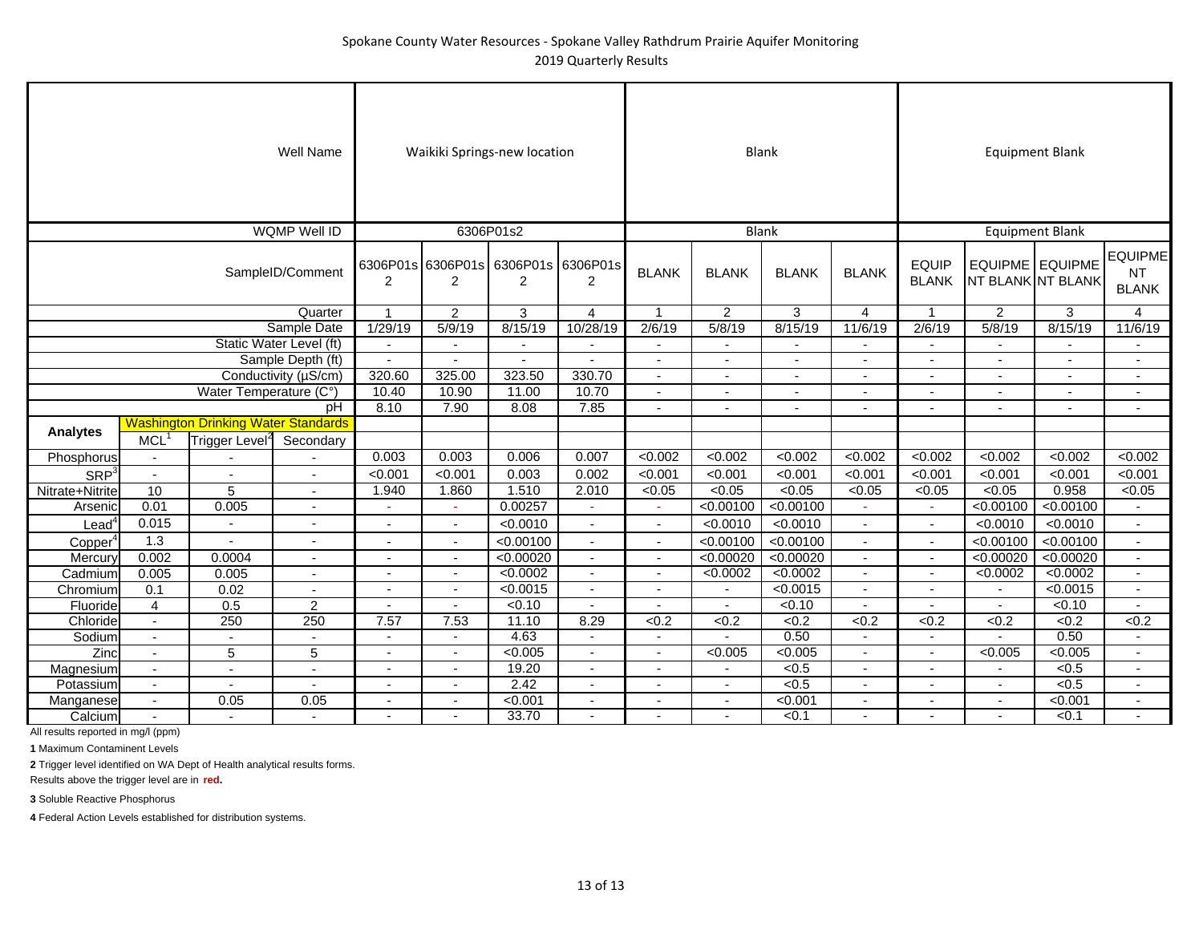Spokane County Water Resources - Spokane Valley Rathdrum Prairie Aquifer Monitoring
2019 Quarterly Results

| | | | Well Name | Waikiki Springs-new location | | | | Blank | | | | Equipment Blank | | | |
|---|---|---|---|---|---|---|---|---|---|---|---|---|---|---|---|
| | | | WQMP Well ID | 6306P01s2 | | | | Blank | | | | Equipment Blank | | | |
| | | | SampleID/Comment | 6306P01s2 | 6306P01s2 | 6306P01s2 | 6306P01s2 | BLANK | BLANK | BLANK | BLANK | EQUIP BLANK | EQUIPMENT BLANK | EQUIPMENT BLANK | EQUIPMENT BLANK |
| | | | Quarter | 1 | 2 | 3 | 4 | 1 | 2 | 3 | 4 | 1 | 2 | 3 | 4 |
| | | | Sample Date | 1/29/19 | 5/9/19 | 8/15/19 | 10/28/19 | 2/6/19 | 5/8/19 | 8/15/19 | 11/6/19 | 2/6/19 | 5/8/19 | 8/15/19 | 11/6/19 |
| | | | Static Water Level (ft) | - | - | - | - | - | - | - | - | - | - | - | - |
| | | | Sample Depth (ft) | - | - | - | - | - | - | - | - | - | - | - | - |
| | | | Conductivity (µS/cm) | 320.60 | 325.00 | 323.50 | 330.70 | - | - | - | - | - | - | - | - |
| | | | Water Temperature (C°) | 10.40 | 10.90 | 11.00 | 10.70 | - | - | - | - | - | - | - | - |
| | | | pH | 8.10 | 7.90 | 8.08 | 7.85 | - | - | - | - | - | - | - | - |
| Analytes | Washington Drinking Water Standards | | | | | | | | | | | | | | |
| | MCL[1] | Trigger Level[2] | Secondary | | | | | | | | | | | | |
| Phosphorus | - | - | - | 0.003 | 0.003 | 0.006 | 0.007 | <0.002 | <0.002 | <0.002 | <0.002 | <0.002 | <0.002 | <0.002 | <0.002 |
| SRP[3] | - | - | - | <0.001 | <0.001 | 0.003 | 0.002 | <0.001 | <0.001 | <0.001 | <0.001 | <0.001 | <0.001 | <0.001 | <0.001 |
| Nitrate+Nitrite | 10 | 5 | - | 1.940 | 1.860 | 1.510 | 2.010 | <0.05 | <0.05 | <0.05 | <0.05 | <0.05 | <0.05 | 0.958 | <0.05 |
| Arsenic | 0.01 | 0.005 | - | - | - | 0.00257 | - | - | <0.00100 | <0.00100 | - | - | <0.00100 | <0.00100 | - |
| Lead[4] | 0.015 | - | - | - | - | <0.0010 | - | - | <0.0010 | <0.0010 | - | - | <0.0010 | <0.0010 | - |
| Copper[4] | 1.3 | - | - | - | - | <0.00100 | - | - | <0.00100 | <0.00100 | - | - | <0.00100 | <0.00100 | - |
| Mercury | 0.002 | 0.0004 | - | - | - | <0.00020 | - | - | <0.00020 | <0.00020 | - | - | <0.00020 | <0.00020 | - |
| Cadmium | 0.005 | 0.005 | - | - | - | <0.0002 | - | - | <0.0002 | <0.0002 | - | - | <0.0002 | <0.0002 | - |
| Chromium | 0.1 | 0.02 | - | - | - | <0.0015 | - | - | - | <0.0015 | - | - | - | <0.0015 | - |
| Fluoride | 4 | 0.5 | 2 | - | - | <0.10 | - | - | - | <0.10 | - | - | - | <0.10 | - |
| Chloride | - | 250 | 250 | 7.57 | 7.53 | 11.10 | 8.29 | <0.2 | <0.2 | <0.2 | <0.2 | <0.2 | <0.2 | <0.2 | <0.2 |
| Sodium | - | - | - | - | - | 4.63 | - | - | - | 0.50 | - | - | - | 0.50 | - |
| Zinc | - | 5 | 5 | - | - | <0.005 | - | - | <0.005 | <0.005 | - | - | <0.005 | <0.005 | - |
| Magnesium | - | - | - | - | - | 19.20 | - | - | - | <0.5 | - | - | - | <0.5 | - |
| Potassium | - | - | - | - | - | 2.42 | - | - | - | <0.5 | - | - | - | <0.5 | - |
| Manganese | - | 0.05 | 0.05 | - | - | <0.001 | - | - | - | <0.001 | - | - | - | <0.001 | - |
| Calcium | - | - | - | - | - | 33.70 | - | - | - | <0.1 | - | - | - | <0.1 | - |

All results reported in mg/l (ppm)

**1** Maximum Contaminent Levels

**2** Trigger level identified on WA Dept of Health analytical results forms.

Results above the trigger level are in **red.**

**3** Soluble Reactive Phosphorus

**4** Federal Action Levels established for distribution systems.